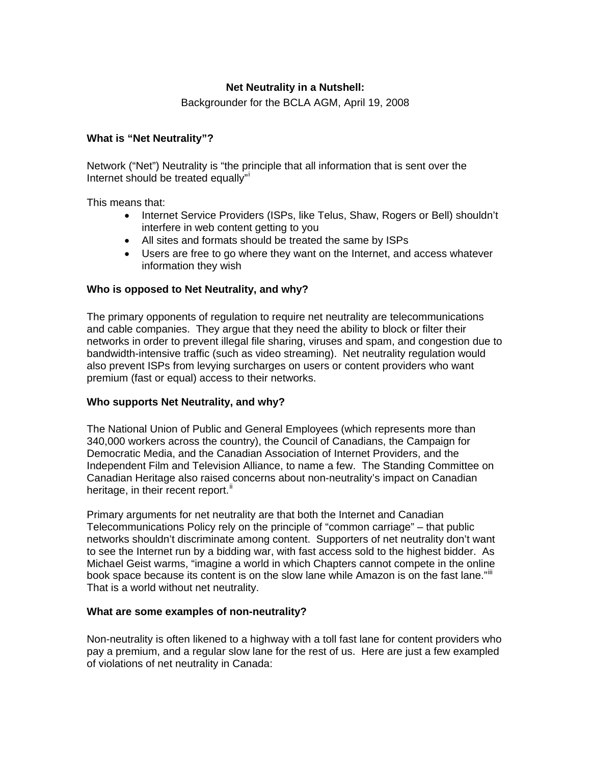**Net Neutrality in a Nutshell:**

Backgrounder for the BCLA AGM, April 19, 2008

### What is "Net Neutrality"?

Network ("Net") Neutrality is "the principle that all information that is sent over the Internet should be treated equally"[i]

This means that:

- Internet Service Providers (ISPs, like Telus, Shaw, Rogers or Bell) shouldn't interfere in web content getting to you
- All sites and formats should be treated the same by ISPs
- Users are free to go where they want on the Internet, and access whatever information they wish

### Who is opposed to Net Neutrality, and why?

The primary opponents of regulation to require net neutrality are telecommunications and cable companies. They argue that they need the ability to block or filter their networks in order to prevent illegal file sharing, viruses and spam, and congestion due to bandwidth-intensive traffic (such as video streaming). Net neutrality regulation would also prevent ISPs from levying surcharges on users or content providers who want premium (fast or equal) access to their networks.

### Who supports Net Neutrality, and why?

The National Union of Public and General Employees (which represents more than 340,000 workers across the country), the Council of Canadians, the Campaign for Democratic Media, and the Canadian Association of Internet Providers, and the Independent Film and Television Alliance, to name a few. The Standing Committee on Canadian Heritage also raised concerns about non-neutrality's impact on Canadian heritage, in their recent report.[ii]

Primary arguments for net neutrality are that both the Internet and Canadian Telecommunications Policy rely on the principle of "common carriage" – that public networks shouldn't discriminate among content. Supporters of net neutrality don't want to see the Internet run by a bidding war, with fast access sold to the highest bidder. As Michael Geist warms, "imagine a world in which Chapters cannot compete in the online book space because its content is on the slow lane while Amazon is on the fast lane."[iii] That is a world without net neutrality.

### What are some examples of non-neutrality?

Non-neutrality is often likened to a highway with a toll fast lane for content providers who pay a premium, and a regular slow lane for the rest of us. Here are just a few exampled of violations of net neutrality in Canada: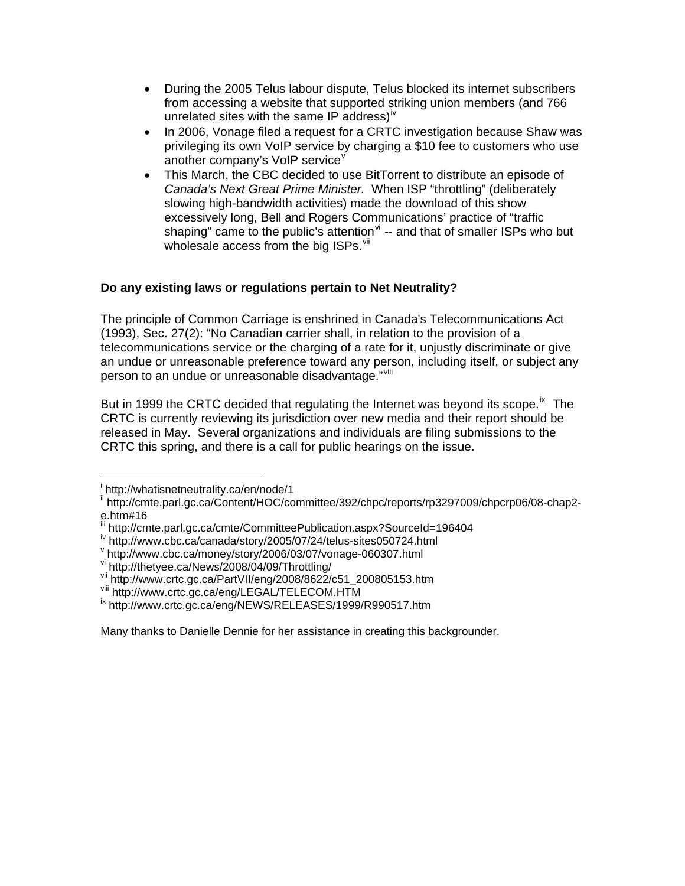- During the 2005 Telus labour dispute, Telus blocked its internet subscribers from accessing a website that supported striking union members (and 766 unrelated sites with the same IP address)[iv]
- In 2006, Vonage filed a request for a CRTC investigation because Shaw was privileging its own VoIP service by charging a $10 fee to customers who use another company's VoIP service[v]
- This March, the CBC decided to use BitTorrent to distribute an episode of *Canada's Next Great Prime Minister.* When ISP "throttling" (deliberately slowing high-bandwidth activities) made the download of this show excessively long, Bell and Rogers Communications' practice of "traffic shaping" came to the public's attention[vi] -- and that of smaller ISPs who but wholesale access from the big ISPs.[vii]

**Do any existing laws or regulations pertain to Net Neutrality?**

The principle of Common Carriage is enshrined in Canada's Telecommunications Act (1993), Sec. 27(2): "No Canadian carrier shall, in relation to the provision of a telecommunications service or the charging of a rate for it, unjustly discriminate or give an undue or unreasonable preference toward any person, including itself, or subject any person to an undue or unreasonable disadvantage."[viii]

But in 1999 the CRTC decided that regulating the Internet was beyond its scope.[ix] The CRTC is currently reviewing its jurisdiction over new media and their report should be released in May. Several organizations and individuals are filing submissions to the CRTC this spring, and there is a call for public hearings on the issue.

---

[i] http://whatisnetneutrality.ca/en/node/1

[ii] http://cmte.parl.gc.ca/Content/HOC/committee/392/chpc/reports/rp3297009/chpcrp06/08-chap2-e.htm#16

[iii] http://cmte.parl.gc.ca/cmte/CommitteePublication.aspx?SourceId=196404

[iv] http://www.cbc.ca/canada/story/2005/07/24/telus-sites050724.html

[v] http://www.cbc.ca/money/story/2006/03/07/vonage-060307.html

[vi] http://thetyee.ca/News/2008/04/09/Throttling/

[vii] http://www.crtc.gc.ca/PartVII/eng/2008/8622/c51_200805153.htm

[viii] http://www.crtc.gc.ca/eng/LEGAL/TELECOM.HTM

[ix] http://www.crtc.gc.ca/eng/NEWS/RELEASES/1999/R990517.htm

Many thanks to Danielle Dennie for her assistance in creating this backgrounder.